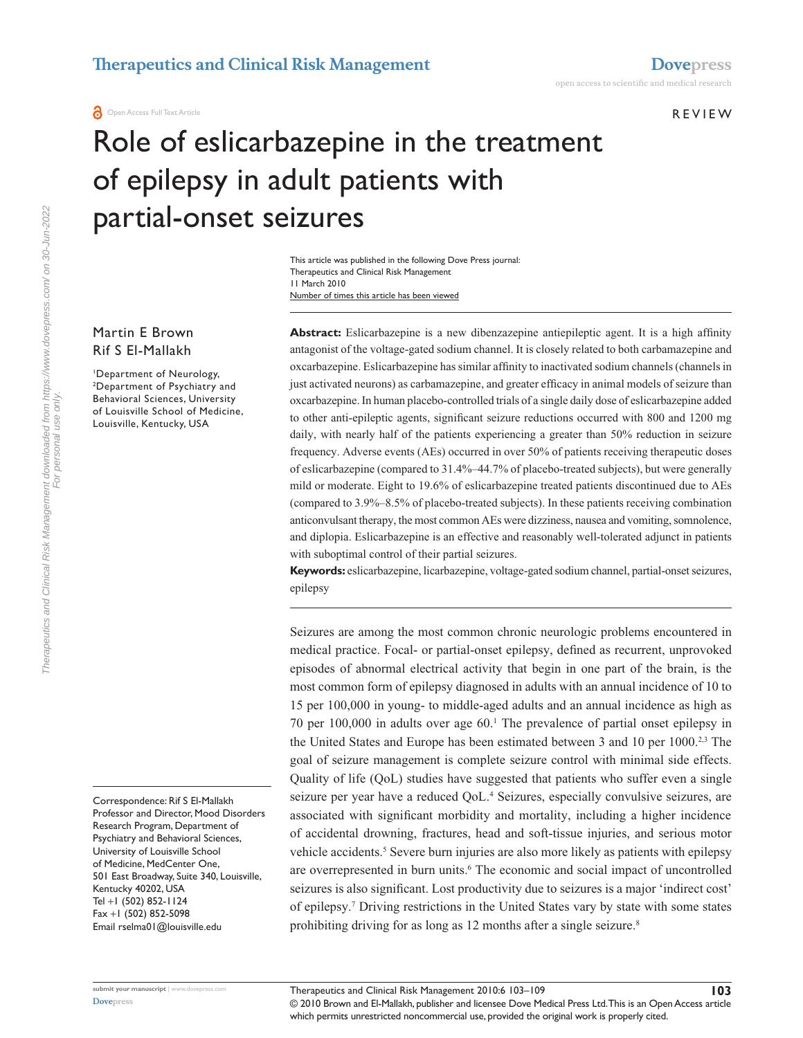Open Access Full Text Article

REVIEW

# Role of eslicarbazepine in the treatment of epilepsy in adult patients with partial-onset seizures

This article was published in the following Dove Press journal:
Therapeutics and Clinical Risk Management
11 March 2010
Number of times this article has been viewed

Martin E Brown
Rif S El-Mallakh

[1]Department of Neurology, [2]Department of Psychiatry and Behavioral Sciences, University of Louisville School of Medicine, Louisville, Kentucky, USA

Correspondence: Rif S El-Mallakh
Professor and Director, Mood Disorders Research Program, Department of Psychiatry and Behavioral Sciences, University of Louisville School of Medicine, MedCenter One, 501 East Broadway, Suite 340, Louisville, Kentucky 40202, USA
Tel +1 (502) 852-1124
Fax +1 (502) 852-5098
Email rselma01@louisville.edu

**Abstract:** Eslicarbazepine is a new dibenzazepine antiepileptic agent. It is a high affinity antagonist of the voltage-gated sodium channel. It is closely related to both carbamazepine and oxcarbazepine. Eslicarbazepine has similar affinity to inactivated sodium channels (channels in just activated neurons) as carbamazepine, and greater efficacy in animal models of seizure than oxcarbazepine. In human placebo-controlled trials of a single daily dose of eslicarbazepine added to other anti-epileptic agents, significant seizure reductions occurred with 800 and 1200 mg daily, with nearly half of the patients experiencing a greater than 50% reduction in seizure frequency. Adverse events (AEs) occurred in over 50% of patients receiving therapeutic doses of eslicarbazepine (compared to 31.4%–44.7% of placebo-treated subjects), but were generally mild or moderate. Eight to 19.6% of eslicarbazepine treated patients discontinued due to AEs (compared to 3.9%–8.5% of placebo-treated subjects). In these patients receiving combination anticonvulsant therapy, the most common AEs were dizziness, nausea and vomiting, somnolence, and diplopia. Eslicarbazepine is an effective and reasonably well-tolerated adjunct in patients with suboptimal control of their partial seizures.

**Keywords:** eslicarbazepine, licarbazepine, voltage-gated sodium channel, partial-onset seizures, epilepsy

Seizures are among the most common chronic neurologic problems encountered in medical practice. Focal- or partial-onset epilepsy, defined as recurrent, unprovoked episodes of abnormal electrical activity that begin in one part of the brain, is the most common form of epilepsy diagnosed in adults with an annual incidence of 10 to 15 per 100,000 in young- to middle-aged adults and an annual incidence as high as 70 per 100,000 in adults over age 60.[1] The prevalence of partial onset epilepsy in the United States and Europe has been estimated between 3 and 10 per 1000.[2,3] The goal of seizure management is complete seizure control with minimal side effects. Quality of life (QoL) studies have suggested that patients who suffer even a single seizure per year have a reduced QoL.[4] Seizures, especially convulsive seizures, are associated with significant morbidity and mortality, including a higher incidence of accidental drowning, fractures, head and soft-tissue injuries, and serious motor vehicle accidents.[5] Severe burn injuries are also more likely as patients with epilepsy are overrepresented in burn units.[6] The economic and social impact of uncontrolled seizures is also significant. Lost productivity due to seizures is a major 'indirect cost' of epilepsy.[7] Driving restrictions in the United States vary by state with some states prohibiting driving for as long as 12 months after a single seizure.[8]

© 2010 Brown and El-Mallakh, publisher and licensee Dove Medical Press Ltd. This is an Open Access article which permits unrestricted noncommercial use, provided the original work is properly cited.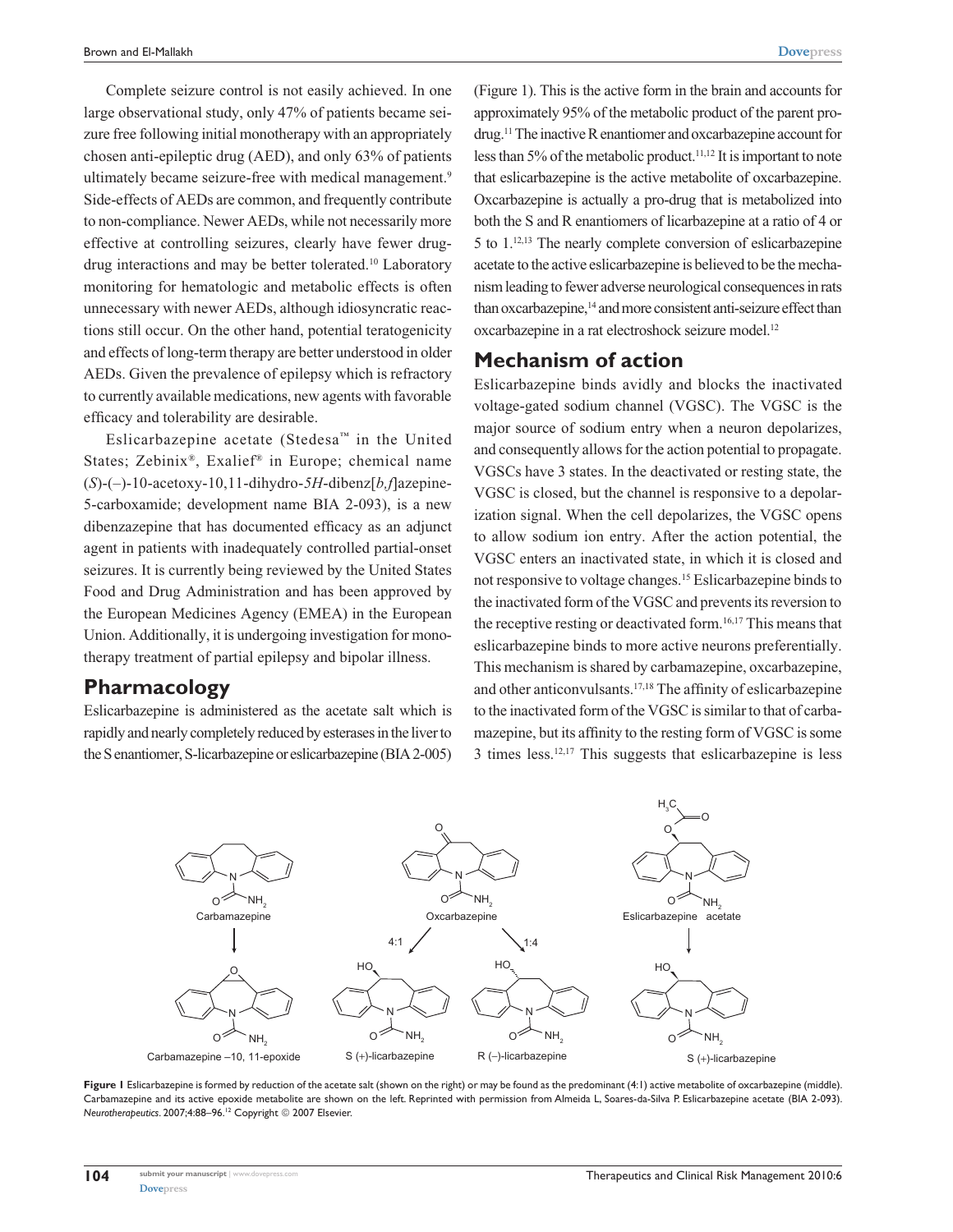Complete seizure control is not easily achieved. In one large observational study, only 47% of patients became seizure free following initial monotherapy with an appropriately chosen anti-epileptic drug (AED), and only 63% of patients ultimately became seizure-free with medical management.[9] Side-effects of AEDs are common, and frequently contribute to non-compliance. Newer AEDs, while not necessarily more effective at controlling seizures, clearly have fewer drug-drug interactions and may be better tolerated.[10] Laboratory monitoring for hematologic and metabolic effects is often unnecessary with newer AEDs, although idiosyncratic reactions still occur. On the other hand, potential teratogenicity and effects of long-term therapy are better understood in older AEDs. Given the prevalence of epilepsy which is refractory to currently available medications, new agents with favorable efficacy and tolerability are desirable.

Eslicarbazepine acetate (Stedesa™ in the United States; Zebinix®, Exalief® in Europe; chemical name (*S*)-(–)-10-acetoxy-10,11-dihydro-*5H*-dibenz[*b,f*]azepine-5-carboxamide; development name BIA 2-093), is a new dibenzazepine that has documented efficacy as an adjunct agent in patients with inadequately controlled partial-onset seizures. It is currently being reviewed by the United States Food and Drug Administration and has been approved by the European Medicines Agency (EMEA) in the European Union. Additionally, it is undergoing investigation for monotherapy treatment of partial epilepsy and bipolar illness.

## Pharmacology

Eslicarbazepine is administered as the acetate salt which is rapidly and nearly completely reduced by esterases in the liver to the S enantiomer, S-licarbazepine or eslicarbazepine (BIA 2-005) (Figure 1). This is the active form in the brain and accounts for approximately 95% of the metabolic product of the parent prodrug.[11] The inactive R enantiomer and oxcarbazepine account for less than 5% of the metabolic product.[11,12] It is important to note that eslicarbazepine is the active metabolite of oxcarbazepine. Oxcarbazepine is actually a pro-drug that is metabolized into both the S and R enantiomers of licarbazepine at a ratio of 4 or 5 to 1.[12,13] The nearly complete conversion of eslicarbazepine acetate to the active eslicarbazepine is believed to be the mechanism leading to fewer adverse neurological consequences in rats than oxcarbazepine,[14] and more consistent anti-seizure effect than oxcarbazepine in a rat electroshock seizure model.[12]

## Mechanism of action

Eslicarbazepine binds avidly and blocks the inactivated voltage-gated sodium channel (VGSC). The VGSC is the major source of sodium entry when a neuron depolarizes, and consequently allows for the action potential to propagate. VGSCs have 3 states. In the deactivated or resting state, the VGSC is closed, but the channel is responsive to a depolarization signal. When the cell depolarizes, the VGSC opens to allow sodium ion entry. After the action potential, the VGSC enters an inactivated state, in which it is closed and not responsive to voltage changes.[15] Eslicarbazepine binds to the inactivated form of the VGSC and prevents its reversion to the receptive resting or deactivated form.[16,17] This means that eslicarbazepine binds to more active neurons preferentially. This mechanism is shared by carbamazepine, oxcarbazepine, and other anticonvulsants.[17,18] The affinity of eslicarbazepine to the inactivated form of the VGSC is similar to that of carbamazepine, but its affinity to the resting form of VGSC is some 3 times less.[12,17] This suggests that eslicarbazepine is less

Carbamazepine → Carbamazepine –10, 11-epoxide; Oxcarbazepine → (4:1) S (+)-licarbazepine, (1:4) R (–)-licarbazepine; Eslicarbazepine acetate → S (+)-licarbazepine

**Figure 1** Eslicarbazepine is formed by reduction of the acetate salt (shown on the right) or may be found as the predominant (4:1) active metabolite of oxcarbazepine (middle). Carbamazepine and its active epoxide metabolite are shown on the left. Reprinted with permission from Almeida L, Soares-da-Silva P. Eslicarbazepine acetate (BIA 2-093). *Neurotherapeutics*. 2007;4:88–96.[12] Copyright © 2007 Elsevier.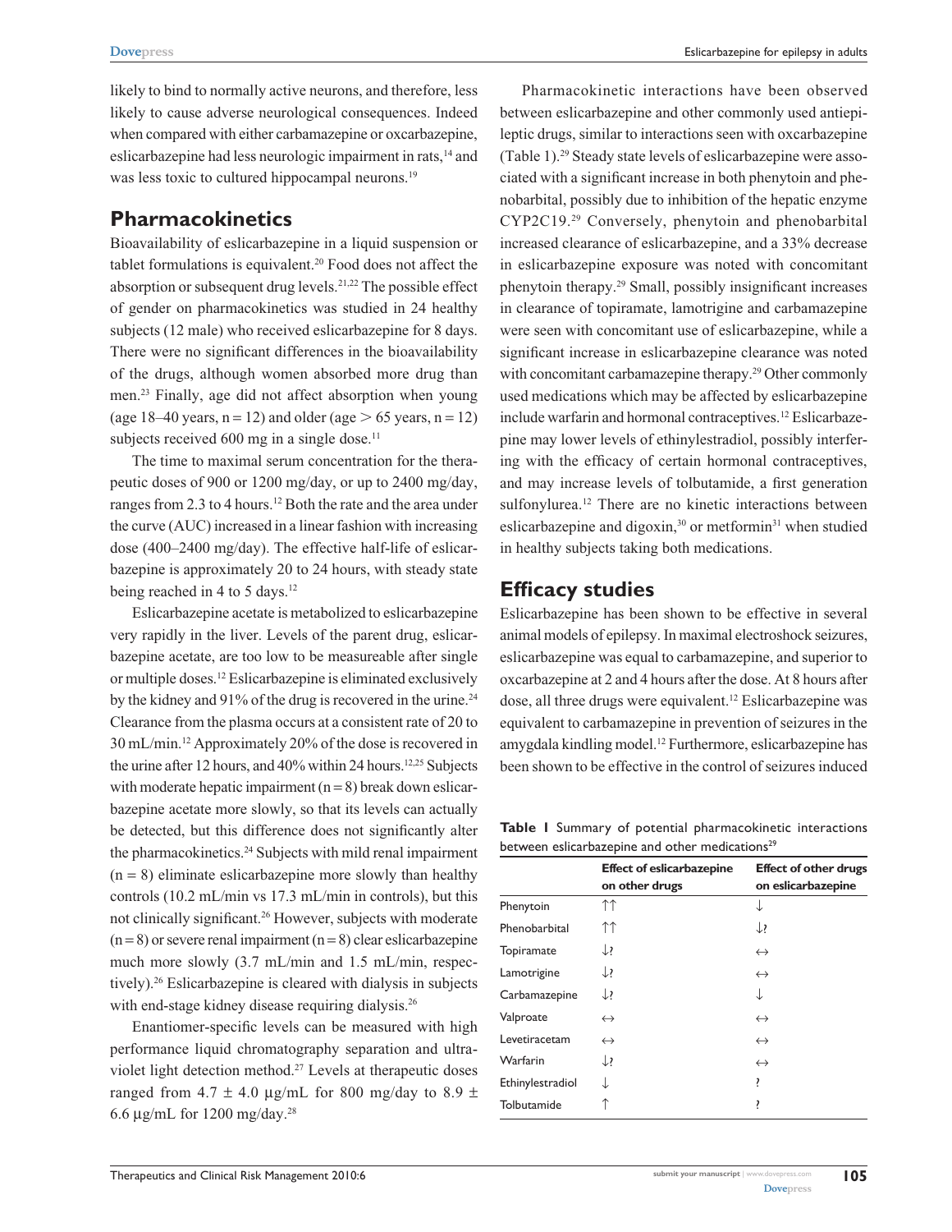likely to bind to normally active neurons, and therefore, less likely to cause adverse neurological consequences. Indeed when compared with either carbamazepine or oxcarbazepine, eslicarbazepine had less neurologic impairment in rats,[14] and was less toxic to cultured hippocampal neurons.[19]

## Pharmacokinetics

Bioavailability of eslicarbazepine in a liquid suspension or tablet formulations is equivalent.[20] Food does not affect the absorption or subsequent drug levels.[21,22] The possible effect of gender on pharmacokinetics was studied in 24 healthy subjects (12 male) who received eslicarbazepine for 8 days. There were no significant differences in the bioavailability of the drugs, although women absorbed more drug than men.[23] Finally, age did not affect absorption when young (age 18–40 years, n = 12) and older (age > 65 years, n = 12) subjects received 600 mg in a single dose.[11]

The time to maximal serum concentration for the therapeutic doses of 900 or 1200 mg/day, or up to 2400 mg/day, ranges from 2.3 to 4 hours.[12] Both the rate and the area under the curve (AUC) increased in a linear fashion with increasing dose (400–2400 mg/day). The effective half-life of eslicarbazepine is approximately 20 to 24 hours, with steady state being reached in 4 to 5 days.[12]

Eslicarbazepine acetate is metabolized to eslicarbazepine very rapidly in the liver. Levels of the parent drug, eslicarbazepine acetate, are too low to be measureable after single or multiple doses.[12] Eslicarbazepine is eliminated exclusively by the kidney and 91% of the drug is recovered in the urine.[24] Clearance from the plasma occurs at a consistent rate of 20 to 30 mL/min.[12] Approximately 20% of the dose is recovered in the urine after 12 hours, and 40% within 24 hours.[12,25] Subjects with moderate hepatic impairment (n = 8) break down eslicarbazepine acetate more slowly, so that its levels can actually be detected, but this difference does not significantly alter the pharmacokinetics.[24] Subjects with mild renal impairment (n = 8) eliminate eslicarbazepine more slowly than healthy controls (10.2 mL/min vs 17.3 mL/min in controls), but this not clinically significant.[26] However, subjects with moderate (n = 8) or severe renal impairment (n = 8) clear eslicarbazepine much more slowly (3.7 mL/min and 1.5 mL/min, respectively).[26] Eslicarbazepine is cleared with dialysis in subjects with end-stage kidney disease requiring dialysis.[26]

Enantiomer-specific levels can be measured with high performance liquid chromatography separation and ultraviolet light detection method.[27] Levels at therapeutic doses ranged from 4.7 ± 4.0 μg/mL for 800 mg/day to 8.9 ± 6.6 μg/mL for 1200 mg/day.[28]

Pharmacokinetic interactions have been observed between eslicarbazepine and other commonly used antiepileptic drugs, similar to interactions seen with oxcarbazepine (Table 1).[29] Steady state levels of eslicarbazepine were associated with a significant increase in both phenytoin and phenobarbital, possibly due to inhibition of the hepatic enzyme CYP2C19.[29] Conversely, phenytoin and phenobarbital increased clearance of eslicarbazepine, and a 33% decrease in eslicarbazepine exposure was noted with concomitant phenytoin therapy.[29] Small, possibly insignificant increases in clearance of topiramate, lamotrigine and carbamazepine were seen with concomitant use of eslicarbazepine, while a significant increase in eslicarbazepine clearance was noted with concomitant carbamazepine therapy.[29] Other commonly used medications which may be affected by eslicarbazepine include warfarin and hormonal contraceptives.[12] Eslicarbazepine may lower levels of ethinylestradiol, possibly interfering with the efficacy of certain hormonal contraceptives, and may increase levels of tolbutamide, a first generation sulfonylurea.[12] There are no kinetic interactions between eslicarbazepine and digoxin,[30] or metformin[31] when studied in healthy subjects taking both medications.

**Table 1** Summary of potential pharmacokinetic interactions between eslicarbazepine and other medications[29]

| | Effect of eslicarbazepine on other drugs | Effect of other drugs on eslicarbazepine |
|---|---|---|
| Phenytoin | ↑↑ | ↓ |
| Phenobarbital | ↑↑ | ↓? |
| Topiramate | ↓? | ↔ |
| Lamotrigine | ↓? | ↔ |
| Carbamazepine | ↓? | ↓ |
| Valproate | ↔ | ↔ |
| Levetiracetam | ↔ | ↔ |
| Warfarin | ↓? | ↔ |
| Ethinylestradiol | ↓ | ? |
| Tolbutamide | ↑ | ? |

## Efficacy studies

Eslicarbazepine has been shown to be effective in several animal models of epilepsy. In maximal electroshock seizures, eslicarbazepine was equal to carbamazepine, and superior to oxcarbazepine at 2 and 4 hours after the dose. At 8 hours after dose, all three drugs were equivalent.[12] Eslicarbazepine was equivalent to carbamazepine in prevention of seizures in the amygdala kindling model.[12] Furthermore, eslicarbazepine has been shown to be effective in the control of seizures induced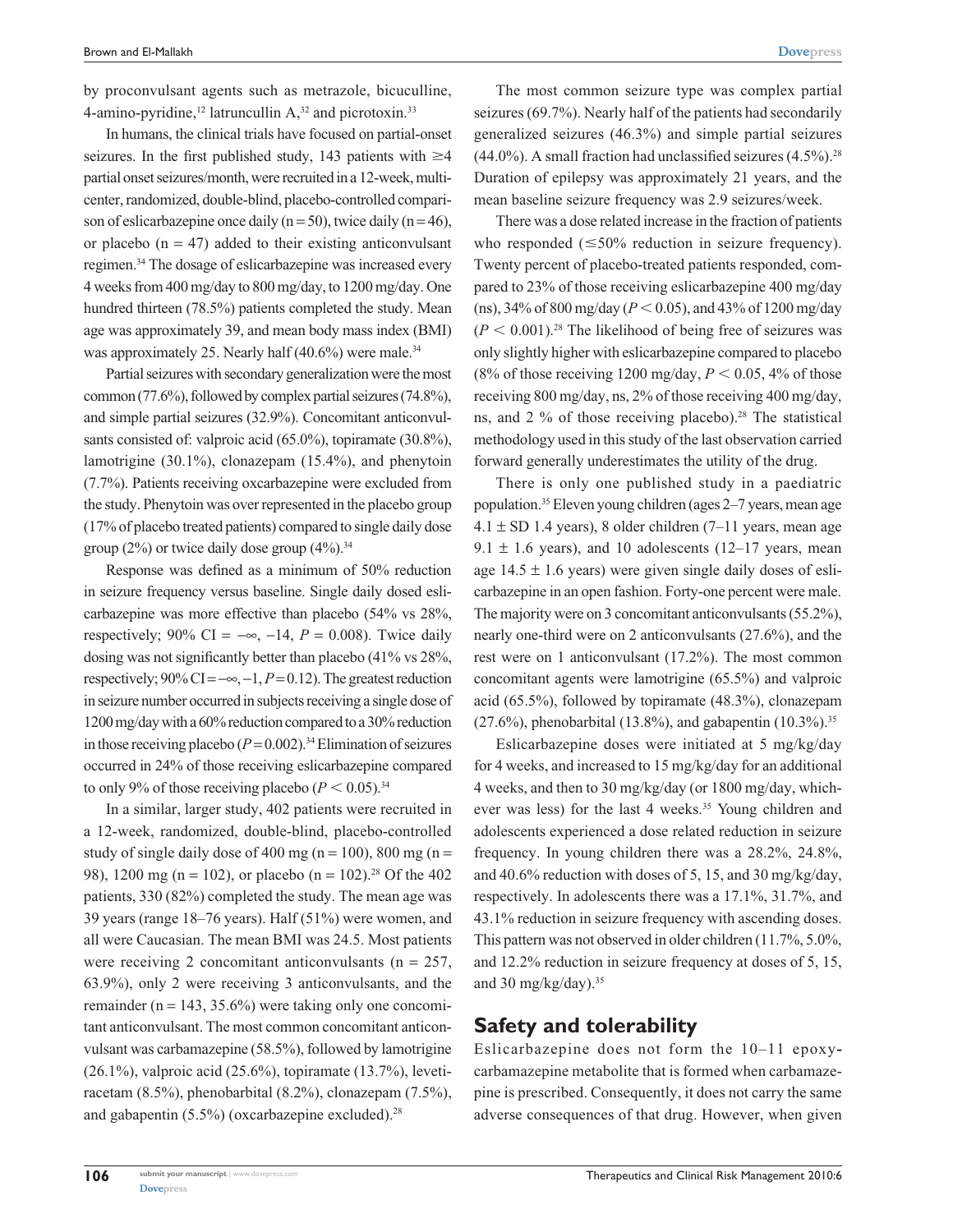by proconvulsant agents such as metrazole, bicuculline, 4-amino-pyridine,[12] latruncullin A,[32] and picrotoxin.[33]

In humans, the clinical trials have focused on partial-onset seizures. In the first published study, 143 patients with ≥4 partial onset seizures/month, were recruited in a 12-week, multicenter, randomized, double-blind, placebo-controlled comparison of eslicarbazepine once daily (n = 50), twice daily (n = 46), or placebo (n = 47) added to their existing anticonvulsant regimen.[34] The dosage of eslicarbazepine was increased every 4 weeks from 400 mg/day to 800 mg/day, to 1200 mg/day. One hundred thirteen (78.5%) patients completed the study. Mean age was approximately 39, and mean body mass index (BMI) was approximately 25. Nearly half (40.6%) were male.[34]

Partial seizures with secondary generalization were the most common (77.6%), followed by complex partial seizures (74.8%), and simple partial seizures (32.9%). Concomitant anticonvulsants consisted of: valproic acid (65.0%), topiramate (30.8%), lamotrigine (30.1%), clonazepam (15.4%), and phenytoin (7.7%). Patients receiving oxcarbazepine were excluded from the study. Phenytoin was over represented in the placebo group (17% of placebo treated patients) compared to single daily dose group (2%) or twice daily dose group (4%).[34]

Response was defined as a minimum of 50% reduction in seizure frequency versus baseline. Single daily dosed eslicarbazepine was more effective than placebo (54% vs 28%, respectively; 90% CI = −∞, −14, $P = 0.008$). Twice daily dosing was not significantly better than placebo (41% vs 28%, respectively; 90% CI = −∞, −1, $P = 0.12$). The greatest reduction in seizure number occurred in subjects receiving a single dose of 1200 mg/day with a 60% reduction compared to a 30% reduction in those receiving placebo ($P = 0.002$).[34] Elimination of seizures occurred in 24% of those receiving eslicarbazepine compared to only 9% of those receiving placebo ($P < 0.05$).[34]

In a similar, larger study, 402 patients were recruited in a 12-week, randomized, double-blind, placebo-controlled study of single daily dose of 400 mg (n = 100), 800 mg (n = 98), 1200 mg (n = 102), or placebo (n = 102).[28] Of the 402 patients, 330 (82%) completed the study. The mean age was 39 years (range 18–76 years). Half (51%) were women, and all were Caucasian. The mean BMI was 24.5. Most patients were receiving 2 concomitant anticonvulsants (n = 257, 63.9%), only 2 were receiving 3 anticonvulsants, and the remainder (n = 143, 35.6%) were taking only one concomitant anticonvulsant. The most common concomitant anticonvulsant was carbamazepine (58.5%), followed by lamotrigine (26.1%), valproic acid (25.6%), topiramate (13.7%), levetiracetam (8.5%), phenobarbital (8.2%), clonazepam (7.5%), and gabapentin (5.5%) (oxcarbazepine excluded).[28]

The most common seizure type was complex partial seizures (69.7%). Nearly half of the patients had secondarily generalized seizures (46.3%) and simple partial seizures (44.0%). A small fraction had unclassified seizures (4.5%).[28] Duration of epilepsy was approximately 21 years, and the mean baseline seizure frequency was 2.9 seizures/week.

There was a dose related increase in the fraction of patients who responded (≤50% reduction in seizure frequency). Twenty percent of placebo-treated patients responded, compared to 23% of those receiving eslicarbazepine 400 mg/day (ns), 34% of 800 mg/day ($P < 0.05$), and 43% of 1200 mg/day ($P < 0.001$).[28] The likelihood of being free of seizures was only slightly higher with eslicarbazepine compared to placebo (8% of those receiving 1200 mg/day, $P < 0.05$, 4% of those receiving 800 mg/day, ns, 2% of those receiving 400 mg/day, ns, and 2 % of those receiving placebo).[28] The statistical methodology used in this study of the last observation carried forward generally underestimates the utility of the drug.

There is only one published study in a paediatric population.[35] Eleven young children (ages 2–7 years, mean age 4.1 ± SD 1.4 years), 8 older children (7–11 years, mean age 9.1 ± 1.6 years), and 10 adolescents (12–17 years, mean age 14.5 ± 1.6 years) were given single daily doses of eslicarbazepine in an open fashion. Forty-one percent were male. The majority were on 3 concomitant anticonvulsants (55.2%), nearly one-third were on 2 anticonvulsants (27.6%), and the rest were on 1 anticonvulsant (17.2%). The most common concomitant agents were lamotrigine (65.5%) and valproic acid (65.5%), followed by topiramate (48.3%), clonazepam (27.6%), phenobarbital (13.8%), and gabapentin (10.3%).[35]

Eslicarbazepine doses were initiated at 5 mg/kg/day for 4 weeks, and increased to 15 mg/kg/day for an additional 4 weeks, and then to 30 mg/kg/day (or 1800 mg/day, whichever was less) for the last 4 weeks.[35] Young children and adolescents experienced a dose related reduction in seizure frequency. In young children there was a 28.2%, 24.8%, and 40.6% reduction with doses of 5, 15, and 30 mg/kg/day, respectively. In adolescents there was a 17.1%, 31.7%, and 43.1% reduction in seizure frequency with ascending doses. This pattern was not observed in older children (11.7%, 5.0%, and 12.2% reduction in seizure frequency at doses of 5, 15, and 30 mg/kg/day).[35]

## Safety and tolerability

Eslicarbazepine does not form the 10–11 epoxy-carbamazepine metabolite that is formed when carbamazepine is prescribed. Consequently, it does not carry the same adverse consequences of that drug. However, when given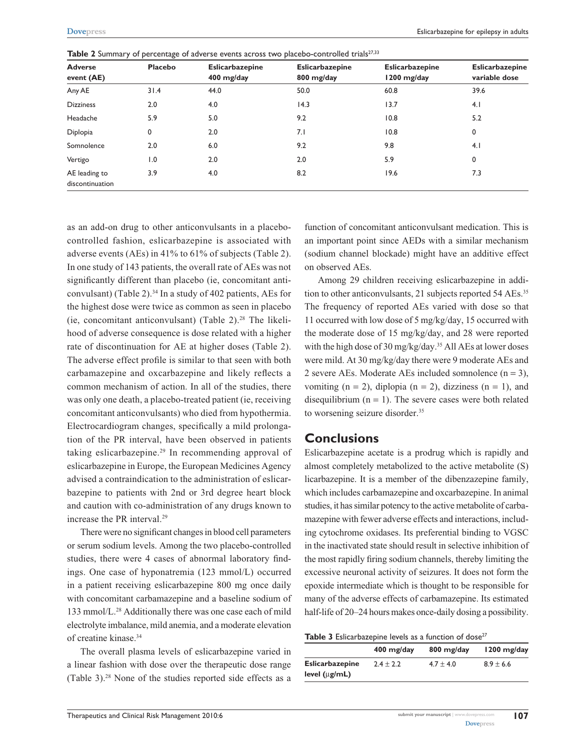**Table 2** Summary of percentage of adverse events across two placebo-controlled trials[27,33]

| Adverse event (AE) | Placebo | Eslicarbazepine 400 mg/day | Eslicarbazepine 800 mg/day | Eslicarbazepine 1200 mg/day | Eslicarbazepine variable dose |
|---|---|---|---|---|---|
| Any AE | 31.4 | 44.0 | 50.0 | 60.8 | 39.6 |
| Dizziness | 2.0 | 4.0 | 14.3 | 13.7 | 4.1 |
| Headache | 5.9 | 5.0 | 9.2 | 10.8 | 5.2 |
| Diplopia | 0 | 2.0 | 7.1 | 10.8 | 0 |
| Somnolence | 2.0 | 6.0 | 9.2 | 9.8 | 4.1 |
| Vertigo | 1.0 | 2.0 | 2.0 | 5.9 | 0 |
| AE leading to discontinuation | 3.9 | 4.0 | 8.2 | 19.6 | 7.3 |

as an add-on drug to other anticonvulsants in a placebo-controlled fashion, eslicarbazepine is associated with adverse events (AEs) in 41% to 61% of subjects (Table 2). In one study of 143 patients, the overall rate of AEs was not significantly different than placebo (ie, concomitant anticonvulsant) (Table 2).[34] In a study of 402 patients, AEs for the highest dose were twice as common as seen in placebo (ie, concomitant anticonvulsant) (Table 2).[28] The likelihood of adverse consequence is dose related with a higher rate of discontinuation for AE at higher doses (Table 2). The adverse effect profile is similar to that seen with both carbamazepine and oxcarbazepine and likely reflects a common mechanism of action. In all of the studies, there was only one death, a placebo-treated patient (ie, receiving concomitant anticonvulsants) who died from hypothermia. Electrocardiogram changes, specifically a mild prolongation of the PR interval, have been observed in patients taking eslicarbazepine.[29] In recommending approval of eslicarbazepine in Europe, the European Medicines Agency advised a contraindication to the administration of eslicarbazepine to patients with 2nd or 3rd degree heart block and caution with co-administration of any drugs known to increase the PR interval.[29]

There were no significant changes in blood cell parameters or serum sodium levels. Among the two placebo-controlled studies, there were 4 cases of abnormal laboratory findings. One case of hyponatremia (123 mmol/L) occurred in a patient receiving eslicarbazepine 800 mg once daily with concomitant carbamazepine and a baseline sodium of 133 mmol/L.[28] Additionally there was one case each of mild electrolyte imbalance, mild anemia, and a moderate elevation of creatine kinase.[34]

The overall plasma levels of eslicarbazepine varied in a linear fashion with dose over the therapeutic dose range (Table 3).[28] None of the studies reported side effects as a function of concomitant anticonvulsant medication. This is an important point since AEDs with a similar mechanism (sodium channel blockade) might have an additive effect on observed AEs.

Among 29 children receiving eslicarbazepine in addition to other anticonvulsants, 21 subjects reported 54 AEs.[35] The frequency of reported AEs varied with dose so that 11 occurred with low dose of 5 mg/kg/day, 15 occurred with the moderate dose of 15 mg/kg/day, and 28 were reported with the high dose of 30 mg/kg/day.[35] All AEs at lower doses were mild. At 30 mg/kg/day there were 9 moderate AEs and 2 severe AEs. Moderate AEs included somnolence (n = 3), vomiting (n = 2), diplopia (n = 2), dizziness (n = 1), and disequilibrium (n = 1). The severe cases were both related to worsening seizure disorder.[35]

## Conclusions

Eslicarbazepine acetate is a prodrug which is rapidly and almost completely metabolized to the active metabolite (S) licarbazepine. It is a member of the dibenzazepine family, which includes carbamazepine and oxcarbazepine. In animal studies, it has similar potency to the active metabolite of carbamazepine with fewer adverse effects and interactions, including cytochrome oxidases. Its preferential binding to VGSC in the inactivated state should result in selective inhibition of the most rapidly firing sodium channels, thereby limiting the excessive neuronal activity of seizures. It does not form the epoxide intermediate which is thought to be responsible for many of the adverse effects of carbamazepine. Its estimated half-life of 20–24 hours makes once-daily dosing a possibility.

**Table 3** Eslicarbazepine levels as a function of dose[27]

| | 400 mg/day | 800 mg/day | 1200 mg/day |
|---|---|---|---|
| Eslicarbazepine level (μg/mL) | 2.4 ± 2.2 | 4.7 ± 4.0 | 8.9 ± 6.6 |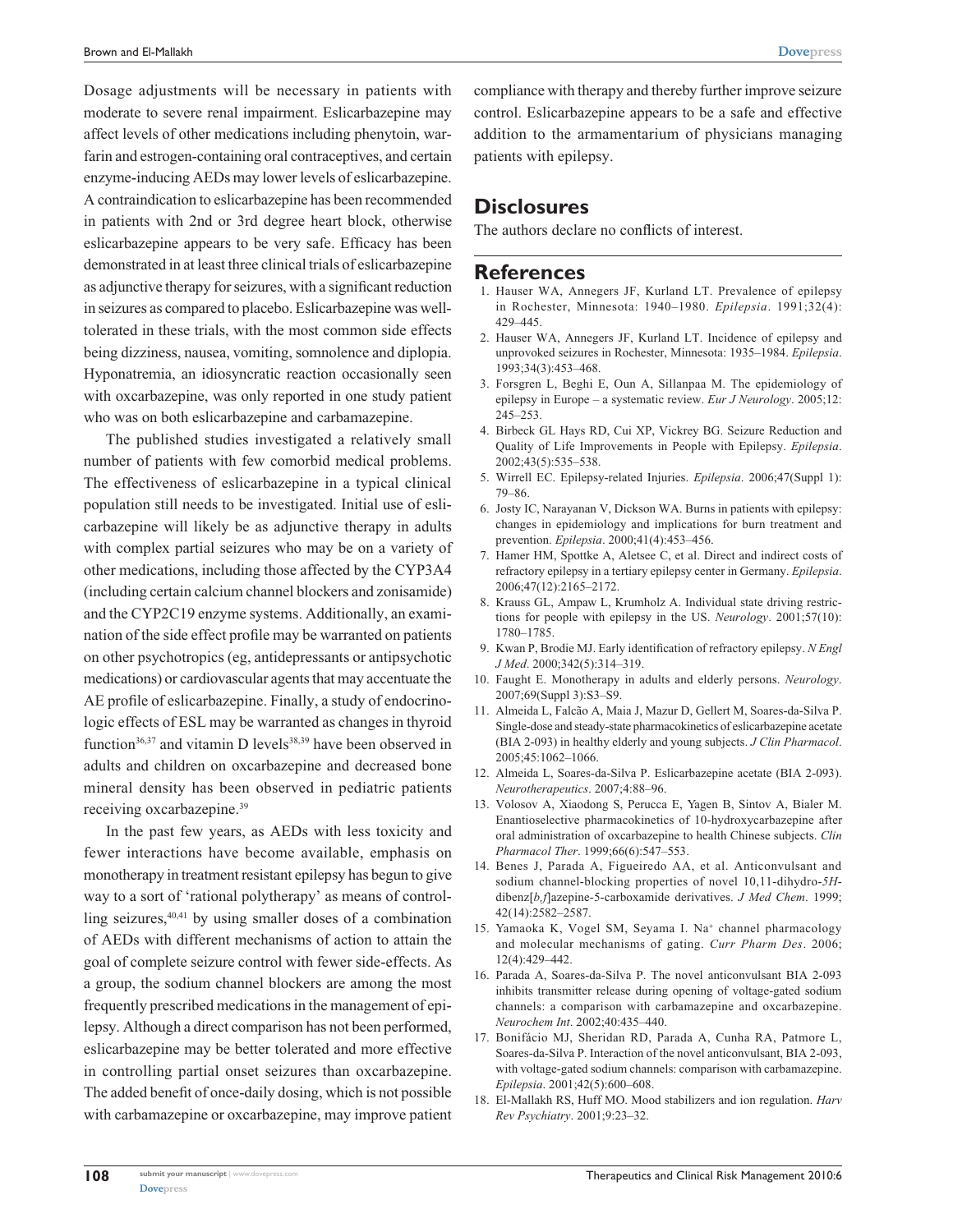Dosage adjustments will be necessary in patients with moderate to severe renal impairment. Eslicarbazepine may affect levels of other medications including phenytoin, warfarin and estrogen-containing oral contraceptives, and certain enzyme-inducing AEDs may lower levels of eslicarbazepine. A contraindication to eslicarbazepine has been recommended in patients with 2nd or 3rd degree heart block, otherwise eslicarbazepine appears to be very safe. Efficacy has been demonstrated in at least three clinical trials of eslicarbazepine as adjunctive therapy for seizures, with a significant reduction in seizures as compared to placebo. Eslicarbazepine was well-tolerated in these trials, with the most common side effects being dizziness, nausea, vomiting, somnolence and diplopia. Hyponatremia, an idiosyncratic reaction occasionally seen with oxcarbazepine, was only reported in one study patient who was on both eslicarbazepine and carbamazepine.

The published studies investigated a relatively small number of patients with few comorbid medical problems. The effectiveness of eslicarbazepine in a typical clinical population still needs to be investigated. Initial use of eslicarbazepine will likely be as adjunctive therapy in adults with complex partial seizures who may be on a variety of other medications, including those affected by the CYP3A4 (including certain calcium channel blockers and zonisamide) and the CYP2C19 enzyme systems. Additionally, an examination of the side effect profile may be warranted on patients on other psychotropics (eg, antidepressants or antipsychotic medications) or cardiovascular agents that may accentuate the AE profile of eslicarbazepine. Finally, a study of endocrinologic effects of ESL may be warranted as changes in thyroid function[36,37] and vitamin D levels[38,39] have been observed in adults and children on oxcarbazepine and decreased bone mineral density has been observed in pediatric patients receiving oxcarbazepine.[39]

In the past few years, as AEDs with less toxicity and fewer interactions have become available, emphasis on monotherapy in treatment resistant epilepsy has begun to give way to a sort of 'rational polytherapy' as means of controlling seizures,[40,41] by using smaller doses of a combination of AEDs with different mechanisms of action to attain the goal of complete seizure control with fewer side-effects. As a group, the sodium channel blockers are among the most frequently prescribed medications in the management of epilepsy. Although a direct comparison has not been performed, eslicarbazepine may be better tolerated and more effective in controlling partial onset seizures than oxcarbazepine. The added benefit of once-daily dosing, which is not possible with carbamazepine or oxcarbazepine, may improve patient compliance with therapy and thereby further improve seizure control. Eslicarbazepine appears to be a safe and effective addition to the armamentarium of physicians managing patients with epilepsy.

## Disclosures

The authors declare no conflicts of interest.

## References

1. Hauser WA, Annegers JF, Kurland LT. Prevalence of epilepsy in Rochester, Minnesota: 1940–1980. *Epilepsia*. 1991;32(4): 429–445.
2. Hauser WA, Annegers JF, Kurland LT. Incidence of epilepsy and unprovoked seizures in Rochester, Minnesota: 1935–1984. *Epilepsia*. 1993;34(3):453–468.
3. Forsgren L, Beghi E, Oun A, Sillanpaa M. The epidemiology of epilepsy in Europe – a systematic review. *Eur J Neurology*. 2005;12: 245–253.
4. Birbeck GL Hays RD, Cui XP, Vickrey BG. Seizure Reduction and Quality of Life Improvements in People with Epilepsy. *Epilepsia*. 2002;43(5):535–538.
5. Wirrell EC. Epilepsy-related Injuries. *Epilepsia*. 2006;47(Suppl 1): 79–86.
6. Josty IC, Narayanan V, Dickson WA. Burns in patients with epilepsy: changes in epidemiology and implications for burn treatment and prevention. *Epilepsia*. 2000;41(4):453–456.
7. Hamer HM, Spottke A, Aletsee C, et al. Direct and indirect costs of refractory epilepsy in a tertiary epilepsy center in Germany. *Epilepsia*. 2006;47(12):2165–2172.
8. Krauss GL, Ampaw L, Krumholz A. Individual state driving restrictions for people with epilepsy in the US. *Neurology*. 2001;57(10): 1780–1785.
9. Kwan P, Brodie MJ. Early identification of refractory epilepsy. *N Engl J Med*. 2000;342(5):314–319.
10. Faught E. Monotherapy in adults and elderly persons. *Neurology*. 2007;69(Suppl 3):S3–S9.
11. Almeida L, Falcão A, Maia J, Mazur D, Gellert M, Soares-da-Silva P. Single-dose and steady-state pharmacokinetics of eslicarbazepine acetate (BIA 2-093) in healthy elderly and young subjects. *J Clin Pharmacol*. 2005;45:1062–1066.
12. Almeida L, Soares-da-Silva P. Eslicarbazepine acetate (BIA 2-093). *Neurotherapeutics*. 2007;4:88–96.
13. Volosov A, Xiaodong S, Perucca E, Yagen B, Sintov A, Bialer M. Enantioselective pharmacokinetics of 10-hydroxycarbazepine after oral administration of oxcarbazepine to health Chinese subjects. *Clin Pharmacol Ther*. 1999;66(6):547–553.
14. Benes J, Parada A, Figueiredo AA, et al. Anticonvulsant and sodium channel-blocking properties of novel 10,11-dihydro-*5H*-dibenz[*b,f*]azepine-5-carboxamide derivatives. *J Med Chem*. 1999; 42(14):2582–2587.
15. Yamaoka K, Vogel SM, Seyama I. $Na^+$ channel pharmacology and molecular mechanisms of gating. *Curr Pharm Des*. 2006; 12(4):429–442.
16. Parada A, Soares-da-Silva P. The novel anticonvulsant BIA 2-093 inhibits transmitter release during opening of voltage-gated sodium channels: a comparison with carbamazepine and oxcarbazepine. *Neurochem Int*. 2002;40:435–440.
17. Bonifácio MJ, Sheridan RD, Parada A, Cunha RA, Patmore L, Soares-da-Silva P. Interaction of the novel anticonvulsant, BIA 2-093, with voltage-gated sodium channels: comparison with carbamazepine. *Epilepsia*. 2001;42(5):600–608.
18. El-Mallakh RS, Huff MO. Mood stabilizers and ion regulation. *Harv Rev Psychiatry*. 2001;9:23–32.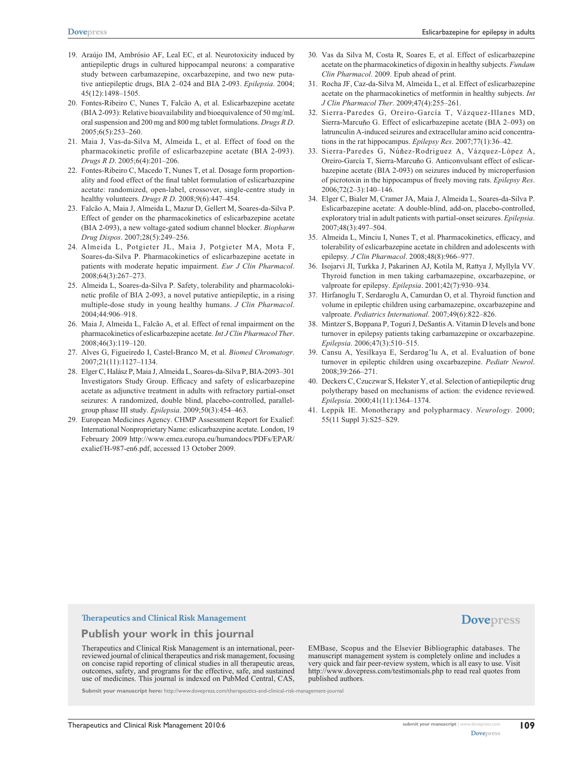19. Araújo IM, Ambrósio AF, Leal EC, et al. Neurotoxicity induced by antiepileptic drugs in cultured hippocampal neurons: a comparative study between carbamazepine, oxcarbazepine, and two new putative antiepileptic drugs, BIA 2–024 and BIA 2-093. *Epilepsia*. 2004; 45(12):1498–1505.
20. Fontes-Ribeiro C, Nunes T, Falcão A, et al. Eslicarbazepine acetate (BIA 2-093): Relative bioavailability and bioequivalence of 50 mg/mL oral suspension and 200 mg and 800 mg tablet formulations. *Drugs R D*. 2005;6(5):253–260.
21. Maia J, Vas-da-Silva M, Almeida L, et al. Effect of food on the pharmacokinetic profile of eslicarbazepine acetate (BIA 2-093). *Drugs R D*. 2005;6(4):201–206.
22. Fontes-Ribeiro C, Macedo T, Nunes T, et al. Dosage form proportionality and food effect of the final tablet formulation of eslicarbazepine acetate: randomized, open-label, crossover, single-centre study in healthy volunteers. *Drugs R D*. 2008;9(6):447–454.
23. Falcão A, Maia J, Almeida L, Mazur D, Gellert M, Soares-da-Silva P. Effect of gender on the pharmacokinetics of eslicarbazepine acetate (BIA 2-093), a new voltage-gated sodium channel blocker. *Biopharm Drug Dispos*. 2007;28(5):249–256.
24. Almeida L, Potgieter JL, Maia J, Potgieter MA, Mota F, Soares-da-Silva P. Pharmacokinetics of eslicarbazepine acetate in patients with moderate hepatic impairment. *Eur J Clin Pharmacol*. 2008;64(3):267–273.
25. Almeida L, Soares-da-Silva P. Safety, tolerability and pharmacolokinetic profile of BIA 2-093, a novel putative antiepileptic, in a rising multiple-dose study in young healthy humans. *J Clin Pharmacol*. 2004;44:906–918.
26. Maia J, Almeida L, Falcão A, et al. Effect of renal impairment on the pharmacokinetics of eslicarbazepine acetate. *Int J Clin Pharmacol Ther*. 2008;46(3):119–120.
27. Alves G, Figueiredo I, Castel-Branco M, et al. *Biomed Chromatogr*. 2007;21(11):1127–1134.
28. Elger C, Halász P, Maia J, Almeida L, Soares-da-Silva P, BIA-2093–301 Investigators Study Group. Efficacy and safety of eslicarbazepine acetate as adjunctive treatment in adults with refractory partial-onset seizures: A randomized, double blind, placebo-controlled, parallel-group phase III study. *Epilepsia*. 2009;50(3):454–463.
29. European Medicines Agency. CHMP Assessment Report for Exalief: International Nonproprietary Name: eslicarbazepine acetate. London, 19 February 2009 http://www.emea.europa.eu/humandocs/PDFs/EPAR/exalief/H-987-en6.pdf, accessed 13 October 2009.
30. Vas da Silva M, Costa R, Soares E, et al. Effect of eslicarbazepine acetate on the pharmacokinetics of digoxin in healthy subjects. *Fundam Clin Pharmacol*. 2009. Epub ahead of print.
31. Rocha JF, Caz-da-Silva M, Almeida L, et al. Effect of eslicarbazepine acetate on the pharmacokinetics of metformin in healthy subjects. *Int J Clin Pharmacol Ther*. 2009;47(4):255–261.
32. Sierra-Paredes G, Oreiro-García T, Vázquez-Illanes MD, Sierra-Marcuño G. Effect of eslicarbazepine acetate (BIA 2–093) on latrunculin A-induced seizures and extracellular amino acid concentrations in the rat hippocampus. *Epilepsy Res*. 2007;77(1):36–42.
33. Sierra-Paredes G, Núñez-Rodriguez A, Vázquez-López A, Oreiro-García T, Sierra-Marcuño G. Anticonvulsant effect of eslicarbazepine acetate (BIA 2-093) on seizures induced by microperfusion of picrotoxin in the hippocampus of freely moving rats. *Epilepsy Res*. 2006;72(2–3):140–146.
34. Elger C, Bialer M, Cramer JA, Maia J, Almeida L, Soares-da-Silva P. Eslicarbazepine acetate: A double-blind, add-on, placebo-controlled, exploratory trial in adult patients with partial-onset seizures. *Epilepsia*. 2007;48(3):497–504.
35. Almeida L, Minciu I, Nunes T, et al. Pharmacokinetics, efficacy, and tolerability of eslicarbazepine acetate in children and adolescents with epilepsy. *J Clin Pharmacol*. 2008;48(8):966–977.
36. Isojarvi JI, Turkka J, Pakarinen AJ, Kotila M, Rattya J, Myllyla VV. Thyroid function in men taking carbamazepine, oxcarbazepine, or valproate for epilepsy. *Epilepsia*. 2001;42(7):930–934.
37. Hirfanoglu T, Serdaroglu A, Camurdan O, et al. Thyroid function and volume in epileptic children using carbamazepine, oxcarbazepine and valproate. *Pediatrics International*. 2007;49(6):822–826.
38. Mintzer S, Boppana P, Toguri J, DeSantis A. Vitamin D levels and bone turnover in epilepsy patients taking carbamazepine or oxcarbazepine. *Epilepsia*. 2006;47(3):510–515.
39. Cansu A, Yesilkaya E, Serdarogˇlu A, et al. Evaluation of bone turnover in epileptic children using oxcarbazepine. *Pediatr Neurol*. 2008;39:266–271.
40. Deckers C, Czuczwar S, Hekster Y, et al. Selection of antiepileptic drug polytherapy based on mechanisms of action: the evidence reviewed. *Epilepsia*. 2000;41(11):1364–1374.
41. Leppik IE. Monotherapy and polypharmacy. *Neurology*. 2000; 55(11 Suppl 3):S25–S29.

**Therapeutics and Clinical Risk Management**

## Publish your work in this journal

Therapeutics and Clinical Risk Management is an international, peer-reviewed journal of clinical therapeutics and risk management, focusing on concise rapid reporting of clinical studies in all therapeutic areas, outcomes, safety, and programs for the effective, safe, and sustained use of medicines. This journal is indexed on PubMed Central, CAS, EMBase, Scopus and the Elsevier Bibliographic databases. The manuscript management system is completely online and includes a very quick and fair peer-review system, which is all easy to use. Visit http://www.dovepress.com/testimonials.php to read real quotes from published authors.

**Submit your manuscript here:** http://www.dovepress.com/therapeutics-and-clinical-risk-management-journal